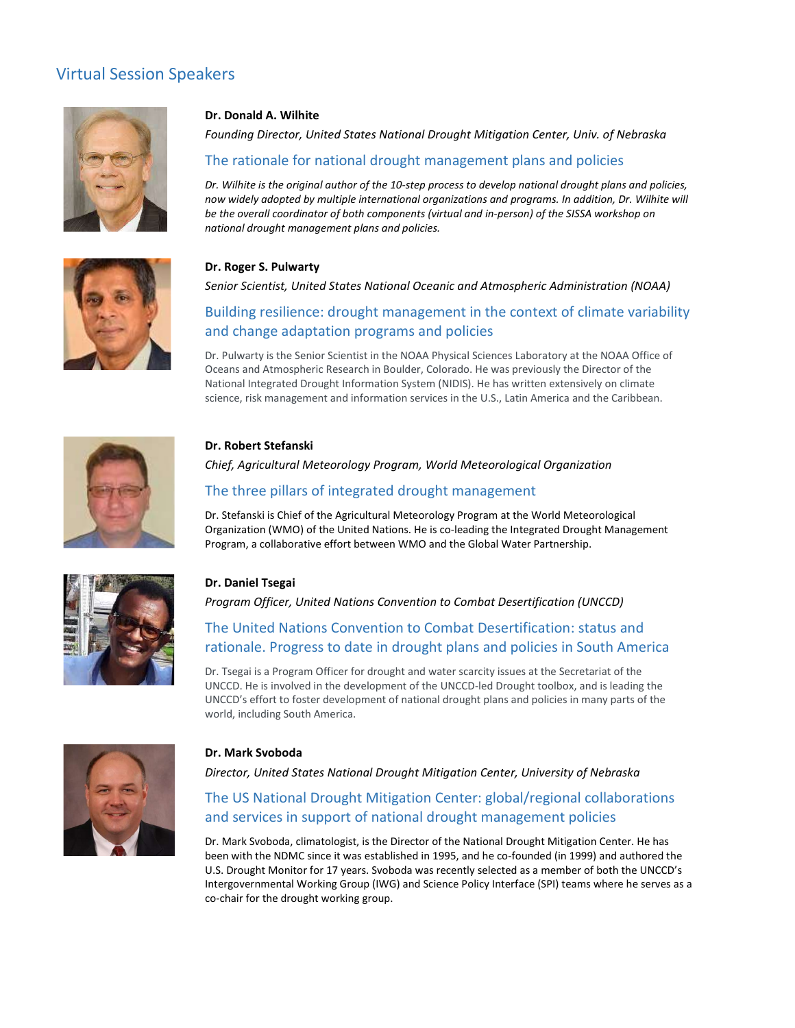## Virtual Session Speakers

**Dr. Donald A. Wilhite**

*Founding Director, United States National Drought Mitigation Center, Univ. of Nebraska*

### The rationale for national drought management plans and policies

*Dr. Wilhite is the original author of the 10-step process to develop national drought plans and policies, now widely adopted by multiple international organizations and programs. In addition, Dr. Wilhite will be the overall coordinator of both components (virtual and in-person) of the SISSA workshop on national drought management plans and policies.*

**Dr. Roger S. Pulwarty**

*Senior Scientist, United States National Oceanic and Atmospheric Administration (NOAA)*

### Building resilience: drought management in the context of climate variability and change adaptation programs and policies

Dr. Pulwarty is the Senior Scientist in the NOAA Physical Sciences Laboratory at the NOAA Office of Oceans and Atmospheric Research in Boulder, Colorado. He was previously the Director of the National Integrated Drought Information System (NIDIS). He has written extensively on climate science, risk management and information services in the U.S., Latin America and the Caribbean.

**Dr. Robert Stefanski**

*Chief, Agricultural Meteorology Program, World Meteorological Organization*

### The three pillars of integrated drought management

Dr. Stefanski is Chief of the Agricultural Meteorology Program at the World Meteorological Organization (WMO) of the United Nations. He is co-leading the Integrated Drought Management Program, a collaborative effort between WMO and the Global Water Partnership.

**Dr. Daniel Tsegai**

*Program Officer, United Nations Convention to Combat Desertification (UNCCD)*

### The United Nations Convention to Combat Desertification: status and rationale. Progress to date in drought plans and policies in South America

Dr. Tsegai is a Program Officer for drought and water scarcity issues at the Secretariat of the UNCCD. He is involved in the development of the UNCCD-led Drought toolbox, and is leading the UNCCD's effort to foster development of national drought plans and policies in many parts of the world, including South America.

**Dr. Mark Svoboda**

*Director, United States National Drought Mitigation Center, University of Nebraska*

### The US National Drought Mitigation Center: global/regional collaborations and services in support of national drought management policies

Dr. Mark Svoboda, climatologist, is the Director of the National Drought Mitigation Center. He has been with the NDMC since it was established in 1995, and he co-founded (in 1999) and authored the U.S. Drought Monitor for 17 years. Svoboda was recently selected as a member of both the UNCCD's Intergovernmental Working Group (IWG) and Science Policy Interface (SPI) teams where he serves as a co-chair for the drought working group.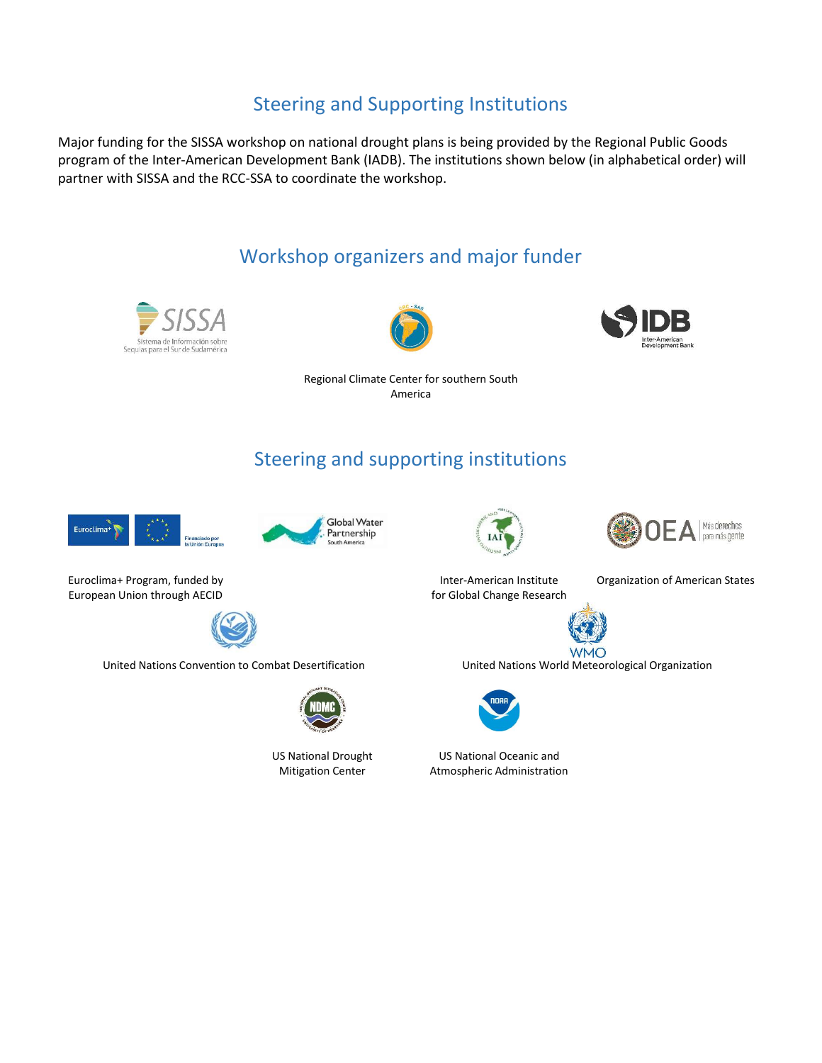## Steering and Supporting Institutions

Major funding for the SISSA workshop on national drought plans is being provided by the Regional Public Goods program of the Inter-American Development Bank (IADB). The institutions shown below (in alphabetical order) will partner with SISSA and the RCC-SSA to coordinate the workshop.

## Workshop organizers and major funder

SISSA
Sistema de Información sobre Sequías para el Sur de Sudamérica

Regional Climate Center for southern South America

IDB
Inter-American Development Bank

## Steering and supporting institutions

Euroclima+ Program, funded by European Union through AECID

Global Water Partnership South America

Inter-American Institute for Global Change Research

Organization of American States

United Nations Convention to Combat Desertification

United Nations World Meteorological Organization

US National Drought Mitigation Center

US National Oceanic and Atmospheric Administration